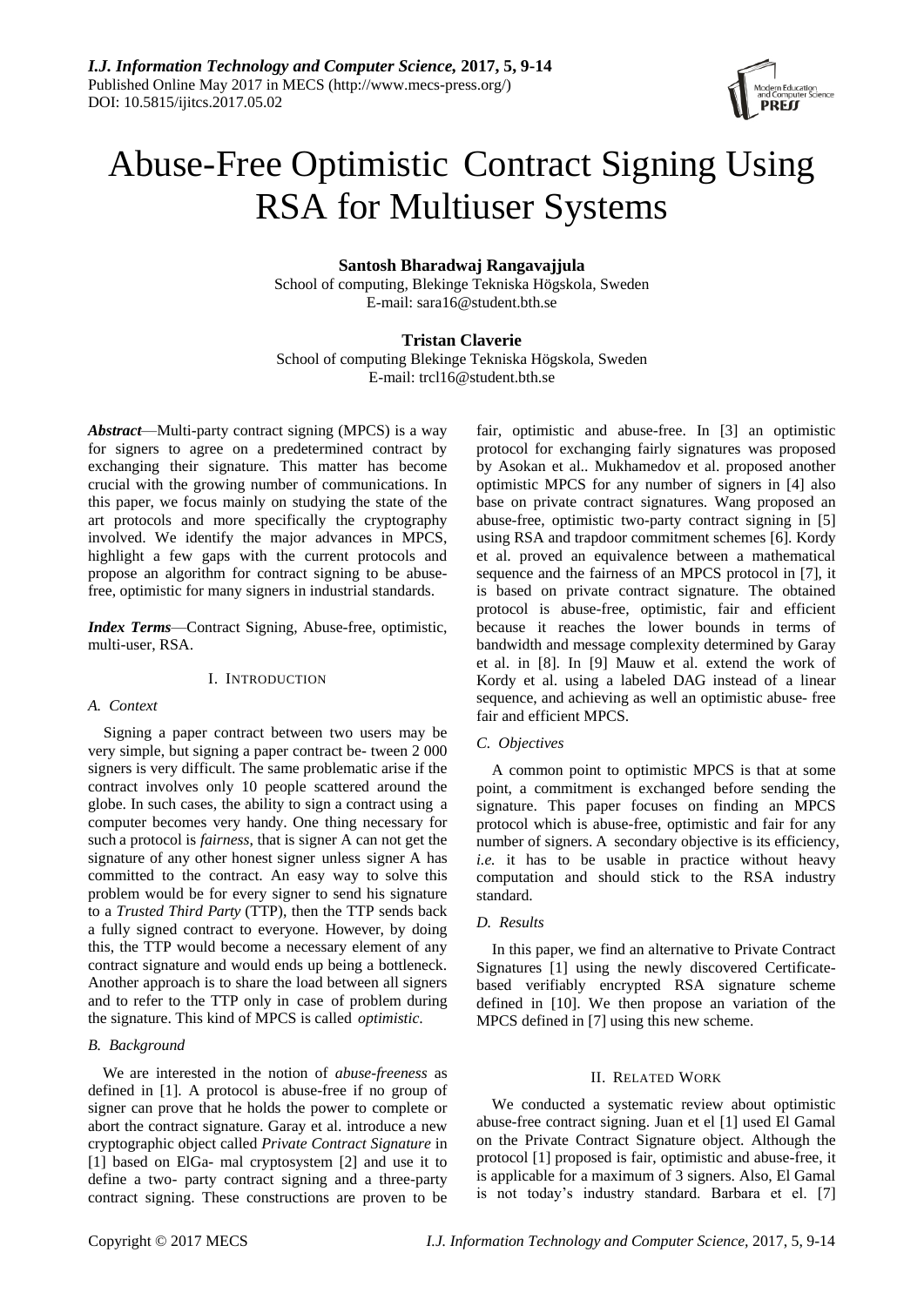# Abuse-Free Optimistic Contract Signing Using RSA for Multiuser Systems

**Santosh Bharadwaj Rangavajjula**
School of computing, Blekinge Tekniska Högskola, Sweden
E-mail: sara16@student.bth.se

**Tristan Claverie**
School of computing Blekinge Tekniska Högskola, Sweden
E-mail: trcl16@student.bth.se

***Abstract***—Multi-party contract signing (MPCS) is a way for signers to agree on a predetermined contract by exchanging their signature. This matter has become crucial with the growing number of communications. In this paper, we focus mainly on studying the state of the art protocols and more specifically the cryptography involved. We identify the major advances in MPCS, highlight a few gaps with the current protocols and propose an algorithm for contract signing to be abuse-free, optimistic for many signers in industrial standards.

***Index Terms***—Contract Signing, Abuse-free, optimistic, multi-user, RSA.

## I. INTRODUCTION

### A. Context

Signing a paper contract between two users may be very simple, but signing a paper contract be- tween 2 000 signers is very difficult. The same problematic arise if the contract involves only 10 people scattered around the globe. In such cases, the ability to sign a contract using a computer becomes very handy. One thing necessary for such a protocol is *fairness*, that is signer A can not get the signature of any other honest signer unless signer A has committed to the contract. An easy way to solve this problem would be for every signer to send his signature to a *Trusted Third Party* (TTP), then the TTP sends back a fully signed contract to everyone. However, by doing this, the TTP would become a necessary element of any contract signature and would ends up being a bottleneck. Another approach is to share the load between all signers and to refer to the TTP only in case of problem during the signature. This kind of MPCS is called *optimistic*.

### B. Background

We are interested in the notion of *abuse-freeness* as defined in [1]. A protocol is abuse-free if no group of signer can prove that he holds the power to complete or abort the contract signature. Garay et al. introduce a new cryptographic object called *Private Contract Signature* in [1] based on ElGa- mal cryptosystem [2] and use it to define a two- party contract signing and a three-party contract signing. These constructions are proven to be fair, optimistic and abuse-free. In [3] an optimistic protocol for exchanging fairly signatures was proposed by Asokan et al.. Mukhamedov et al. proposed another optimistic MPCS for any number of signers in [4] also base on private contract signatures. Wang proposed an abuse-free, optimistic two-party contract signing in [5] using RSA and trapdoor commitment schemes [6]. Kordy et al. proved an equivalence between a mathematical sequence and the fairness of an MPCS protocol in [7], it is based on private contract signature. The obtained protocol is abuse-free, optimistic, fair and efficient because it reaches the lower bounds in terms of bandwidth and message complexity determined by Garay et al. in [8]. In [9] Mauw et al. extend the work of Kordy et al. using a labeled DAG instead of a linear sequence, and achieving as well an optimistic abuse- free fair and efficient MPCS.

### C. Objectives

A common point to optimistic MPCS is that at some point, a commitment is exchanged before sending the signature. This paper focuses on finding an MPCS protocol which is abuse-free, optimistic and fair for any number of signers. A secondary objective is its efficiency, *i.e.* it has to be usable in practice without heavy computation and should stick to the RSA industry standard.

### D. Results

In this paper, we find an alternative to Private Contract Signatures [1] using the newly discovered Certificate-based verifiably encrypted RSA signature scheme defined in [10]. We then propose an variation of the MPCS defined in [7] using this new scheme.

## II. RELATED WORK

We conducted a systematic review about optimistic abuse-free contract signing. Juan et el [1] used El Gamal on the Private Contract Signature object. Although the protocol [1] proposed is fair, optimistic and abuse-free, it is applicable for a maximum of 3 signers. Also, El Gamal is not today's industry standard. Barbara et el. [7]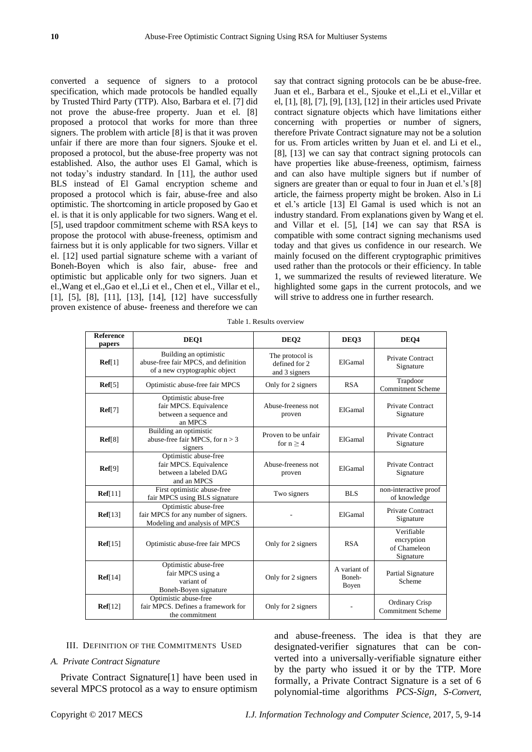converted a sequence of signers to a protocol specification, which made protocols be handled equally by Trusted Third Party (TTP). Also, Barbara et el. [7] did not prove the abuse-free property. Juan et el. [8] proposed a protocol that works for more than three signers. The problem with article [8] is that it was proven unfair if there are more than four signers. Sjouke et el. proposed a protocol, but the abuse-free property was not established. Also, the author uses El Gamal, which is not today's industry standard. In [11], the author used BLS instead of El Gamal encryption scheme and proposed a protocol which is fair, abuse-free and also optimistic. The shortcoming in article proposed by Gao et el. is that it is only applicable for two signers. Wang et el. [5], used trapdoor commitment scheme with RSA keys to propose the protocol with abuse-freeness, optimism and fairness but it is only applicable for two signers. Villar et el. [12] used partial signature scheme with a variant of Boneh-Boyen which is also fair, abuse- free and optimistic but applicable only for two signers. Juan et el.,Wang et el.,Gao et el.,Li et el., Chen et el., Villar et el., [1], [5], [8], [11], [13], [14], [12] have successfully proven existence of abuse- freeness and therefore we can say that contract signing protocols can be be abuse-free. Juan et el., Barbara et el., Sjouke et el.,Li et el.,Villar et el, [1], [8], [7], [9], [13], [12] in their articles used Private contract signature objects which have limitations either concerning with properties or number of signers, therefore Private Contract signature may not be a solution for us. From articles written by Juan et el. and Li et el., [8], [13] we can say that contract signing protocols can have properties like abuse-freeness, optimism, fairness and can also have multiple signers but if number of signers are greater than or equal to four in Juan et el.'s [8] article, the fairness property might be broken. Also in Li et el.'s article [13] El Gamal is used which is not an industry standard. From explanations given by Wang et el. and Villar et el. [5], [14] we can say that RSA is compatible with some contract signing mechanisms used today and that gives us confidence in our research. We mainly focused on the different cryptographic primitives used rather than the protocols or their efficiency. In table 1, we summarized the results of reviewed literature. We highlighted some gaps in the current protocols, and we will strive to address one in further research.

Table 1. Results overview

| Reference papers | DEQ1 | DEQ2 | DEQ3 | DEQ4 |
|---|---|---|---|---|
| **Ref**[1] | Building an optimistic abuse-free fair MPCS, and definition of a new cryptographic object | The protocol is defined for 2 and 3 signers | ElGamal | Private Contract Signature |
| **Ref**[5] | Optimistic abuse-free fair MPCS | Only for 2 signers | RSA | Trapdoor Commitment Scheme |
| **Ref**[7] | Optimistic abuse-free fair MPCS. Equivalence between a sequence and an MPCS | Abuse-freeness not proven | ElGamal | Private Contract Signature |
| **Ref**[8] | Building an optimistic abuse-free fair MPCS, for $n > 3$ signers | Proven to be unfair for $n \geq 4$ | ElGamal | Private Contract Signature |
| **Ref**[9] | Optimistic abuse-free fair MPCS. Equivalence between a labeled DAG and an MPCS | Abuse-freeness not proven | ElGamal | Private Contract Signature |
| **Ref**[11] | First optimistic abuse-free fair MPCS using BLS signature | Two signers | BLS | non-interactive proof of knowledge |
| **Ref**[13] | Optimistic abuse-free fair MPCS for any number of signers. Modeling and analysis of MPCS | - | ElGamal | Private Contract Signature |
| **Ref**[15] | Optimistic abuse-free fair MPCS | Only for 2 signers | RSA | Verifiable encryption of Chameleon Signature |
| **Ref**[14] | Optimistic abuse-free fair MPCS using a variant of Boneh-Boyen signature | Only for 2 signers | A variant of Boneh-Boyen | Partial Signature Scheme |
| **Ref**[12] | Optimistic abuse-free fair MPCS. Defines a framework for the commitment | Only for 2 signers | - | Ordinary Crisp Commitment Scheme |

## III. Definition of the Commitments Used

### A. *Private Contract Signature*

Private Contract Signature[1] have been used in several MPCS protocol as a way to ensure optimism and abuse-freeness. The idea is that they are designated-verifier signatures that can be converted into a universally-verifiable signature either by the party who issued it or by the TTP. More formally, a Private Contract Signature is a set of 6 polynomial-time algorithms *PCS-Sign*, *S-Convert*,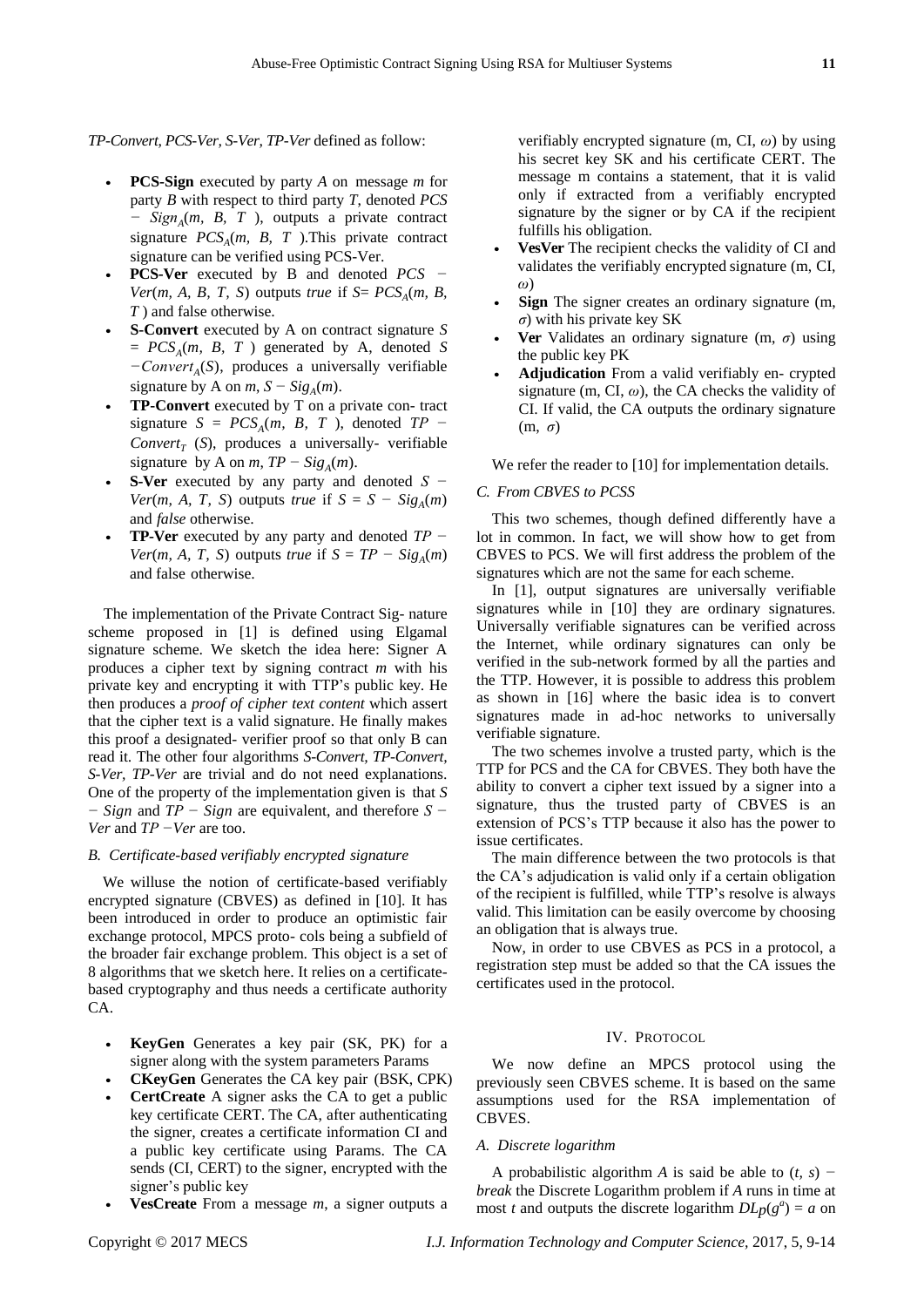*TP-Convert, PCS-Ver, S-Ver, TP-Ver* defined as follow:

- **PCS-Sign** executed by party *A* on message *m* for party *B* with respect to third party *T*, denoted $PCS - Sign_A(m, B, T)$, outputs a private contract signature $PCS_A(m, B, T)$.This private contract signature can be verified using PCS-Ver.
- **PCS-Ver** executed by B and denoted $PCS - Ver(m, A, B, T, S)$ outputs *true* if $S = PCS_A(m, B, T)$ and false otherwise.
- **S-Convert** executed by A on contract signature $S = PCS_A(m, B, T)$ generated by A, denoted $S - Convert_A(S)$, produces a universally verifiable signature by A on $m$, $S - Sig_A(m)$.
- **TP-Convert** executed by T on a private con- tract signature $S = PCS_A(m, B, T)$, denoted $TP - Convert_T(S)$, produces a universally- verifiable signature by A on $m$, $TP - Sig_A(m)$.
- **S-Ver** executed by any party and denoted $S - Ver(m, A, T, S)$ outputs *true* if $S = S - Sig_A(m)$ and *false* otherwise.
- **TP-Ver** executed by any party and denoted $TP - Ver(m, A, T, S)$ outputs *true* if $S = TP - Sig_A(m)$ and false otherwise.

The implementation of the Private Contract Sig- nature scheme proposed in [1] is defined using Elgamal signature scheme. We sketch the idea here: Signer A produces a cipher text by signing contract *m* with his private key and encrypting it with TTP's public key. He then produces a *proof of cipher text content* which assert that the cipher text is a valid signature. He finally makes this proof a designated- verifier proof so that only B can read it. The other four algorithms *S-Convert, TP-Convert, S-Ver, TP-Ver* are trivial and do not need explanations. One of the property of the implementation given is that $S - Sign$ and $TP - Sign$ are equivalent, and therefore $S - Ver$ and $TP - Ver$ are too.

### *B. Certificate-based verifiably encrypted signature*

We willuse the notion of certificate-based verifiably encrypted signature (CBVES) as defined in [10]. It has been introduced in order to produce an optimistic fair exchange protocol, MPCS proto- cols being a subfield of the broader fair exchange problem. This object is a set of 8 algorithms that we sketch here. It relies on a certificate-based cryptography and thus needs a certificate authority CA.

- **KeyGen** Generates a key pair (SK, PK) for a signer along with the system parameters Params
- **CKeyGen** Generates the CA key pair (BSK, CPK)
- **CertCreate** A signer asks the CA to get a public key certificate CERT. The CA, after authenticating the signer, creates a certificate information CI and a public key certificate using Params. The CA sends (CI, CERT) to the signer, encrypted with the signer's public key
- **VesCreate** From a message *m*, a signer outputs a verifiably encrypted signature (m, CI, $\omega$) by using his secret key SK and his certificate CERT. The message m contains a statement, that it is valid only if extracted from a verifiably encrypted signature by the signer or by CA if the recipient fulfills his obligation.
- **VesVer** The recipient checks the validity of CI and validates the verifiably encrypted signature (m, CI, $\omega$)
- **Sign** The signer creates an ordinary signature (m, $\sigma$) with his private key SK
- **Ver** Validates an ordinary signature (m, $\sigma$) using the public key PK
- **Adjudication** From a valid verifiably en- crypted signature (m, CI, $\omega$), the CA checks the validity of CI. If valid, the CA outputs the ordinary signature (m, $\sigma$)

We refer the reader to [10] for implementation details.

### *C. From CBVES to PCSS*

This two schemes, though defined differently have a lot in common. In fact, we will show how to get from CBVES to PCS. We will first address the problem of the signatures which are not the same for each scheme.

In [1], output signatures are universally verifiable signatures while in [10] they are ordinary signatures. Universally verifiable signatures can be verified across the Internet, while ordinary signatures can only be verified in the sub-network formed by all the parties and the TTP. However, it is possible to address this problem as shown in [16] where the basic idea is to convert signatures made in ad-hoc networks to universally verifiable signature.

The two schemes involve a trusted party, which is the TTP for PCS and the CA for CBVES. They both have the ability to convert a cipher text issued by a signer into a signature, thus the trusted party of CBVES is an extension of PCS's TTP because it also has the power to issue certificates.

The main difference between the two protocols is that the CA's adjudication is valid only if a certain obligation of the recipient is fulfilled, while TTP's resolve is always valid. This limitation can be easily overcome by choosing an obligation that is always true.

Now, in order to use CBVES as PCS in a protocol, a registration step must be added so that the CA issues the certificates used in the protocol.

## IV. PROTOCOL

We now define an MPCS protocol using the previously seen CBVES scheme. It is based on the same assumptions used for the RSA implementation of CBVES.

### *A. Discrete logarithm*

A probabilistic algorithm *A* is said be able to $(t, s) - break$ the Discrete Logarithm problem if *A* runs in time at most *t* and outputs the discrete logarithm $DL_P(g^a) = a$ on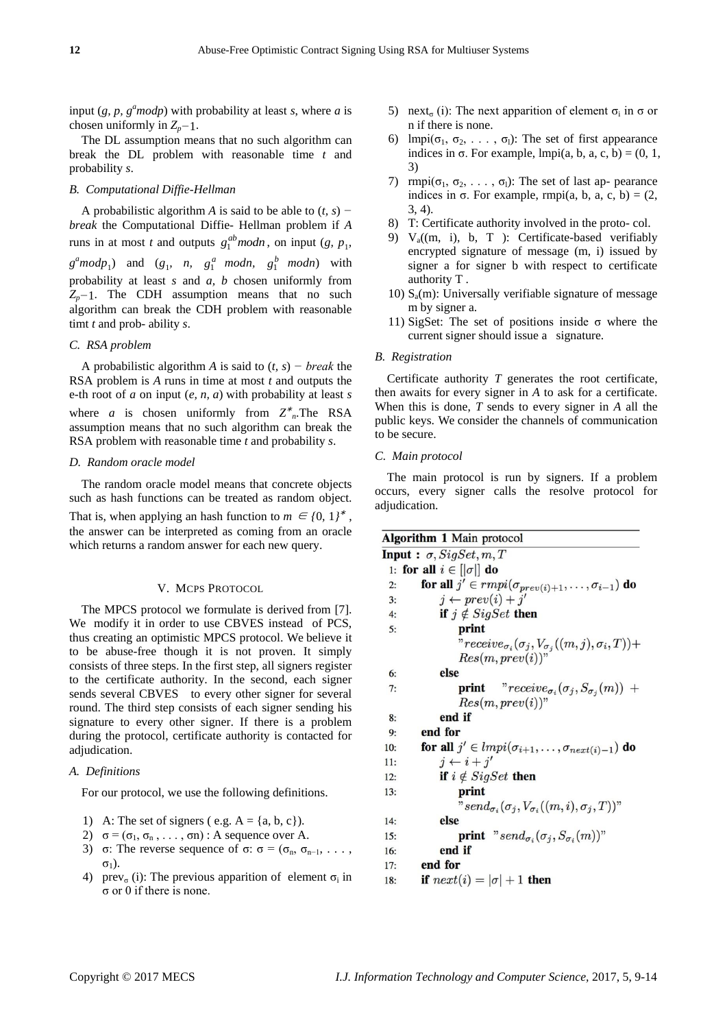input ($g$, $p$, $g^a mod p$) with probability at least $s$, where $a$ is chosen uniformly in $Z_p-1$.

The DL assumption means that no such algorithm can break the DL problem with reasonable time $t$ and probability $s$.

### B. Computational Diffie-Hellman

A probabilistic algorithm $A$ is said to be able to $(t, s) - break$ the Computational Diffie- Hellman problem if $A$ runs in at most $t$ and outputs $g_1^{ab} mod n$, on input ($g$, $p_1$, $g^a mod p_1$) and ($g_1$, $n$, $g_1^a$ $mod$ $n$, $g_1^b$ $mod$ $n$) with probability at least $s$ and $a$, $b$ chosen uniformly from $Z_p-1$. The CDH assumption means that no such algorithm can break the CDH problem with reasonable timt $t$ and prob- ability $s$.

### C. RSA problem

A probabilistic algorithm $A$ is said to $(t, s) - break$ the RSA problem is $A$ runs in time at most $t$ and outputs the e-th root of $a$ on input ($e$, $n$, $a$) with probability at least $s$ where $a$ is chosen uniformly from $Z^*_n$.The RSA assumption means that no such algorithm can break the RSA problem with reasonable time $t$ and probability $s$.

### D. Random oracle model

The random oracle model means that concrete objects such as hash functions can be treated as random object. That is, when applying an hash function to $m \in \{0, 1\}^*$, the answer can be interpreted as coming from an oracle which returns a random answer for each new query.

## V. MCPS PROTOCOL

The MPCS protocol we formulate is derived from [7]. We modify it in order to use CBVES instead of PCS, thus creating an optimistic MPCS protocol. We believe it to be abuse-free though it is not proven. It simply consists of three steps. In the first step, all signers register to the certificate authority. In the second, each signer sends several CBVES to every other signer for several round. The third step consists of each signer sending his signature to every other signer. If there is a problem during the protocol, certificate authority is contacted for adjudication.

### A. Definitions

For our protocol, we use the following definitions.

1) A: The set of signers ( e.g. A = {a, b, c}).
2) $\sigma = (\sigma_1, \sigma_n, \ldots, \sigma n)$ : A sequence over A.
3) σ: The reverse sequence of σ: $\sigma = (\sigma_n, \sigma_{n-1}, \ldots, \sigma_1)$.
4) $prev_\sigma$ (i): The previous apparition of element $\sigma_i$ in σ or 0 if there is none.
5) $next_\sigma$ (i): The next apparition of element $\sigma_i$ in σ or n if there is none.
6) $lmpi(\sigma_1, \sigma_2, \ldots, \sigma_l)$: The set of first appearance indices in σ. For example, lmpi(a, b, a, c, b) = (0, 1, 3)
7) $rmpi(\sigma_1, \sigma_2, \ldots, \sigma_l)$: The set of last ap- pearance indices in σ. For example, rmpi(a, b, a, c, b) = (2, 3, 4).
8) T: Certificate authority involved in the proto- col.
9) $V_a$((m, i), b, T ): Certificate-based verifiably encrypted signature of message (m, i) issued by signer a for signer b with respect to certificate authority T .
10) $S_a$(m): Universally verifiable signature of message m by signer a.
11) SigSet: The set of positions inside σ where the current signer should issue a signature.

### B. Registration

Certificate authority $T$ generates the root certificate, then awaits for every signer in $A$ to ask for a certificate. When this is done, $T$ sends to every signer in $A$ all the public keys. We consider the channels of communication to be secure.

### C. Main protocol

The main protocol is run by signers. If a problem occurs, every signer calls the resolve protocol for adjudication.

```
Algorithm 1 Main protocol
Input : σ, SigSet, m, T
1:  for all i ∈ [|σ|] do
2:      for all j' ∈ rmpi(σ_{prev(i)+1}, ..., σ_{i-1}) do
3:          j ← prev(i) + j'
4:          if j ∉ SigSet then
5:              print
                "receive_{σ_i}(σ_j, V_{σ_j}((m, j), σ_i, T))+
                Res(m, prev(i))"
6:          else
7:              print "receive_{σ_i}(σ_j, S_{σ_j}(m)) +
                Res(m, prev(i))"
8:          end if
9:      end for
10:     for all j' ∈ lmpi(σ_{i+1}, ..., σ_{next(i)-1}) do
11:         j ← i + j'
12:         if i ∉ SigSet then
13:             print
                "send_{σ_i}(σ_j, V_{σ_i}((m, i), σ_j, T))"
14:         else
15:             print "send_{σ_i}(σ_j, S_{σ_i}(m))"
16:         end if
17:     end for
18:     if next(i) = |σ| + 1 then
```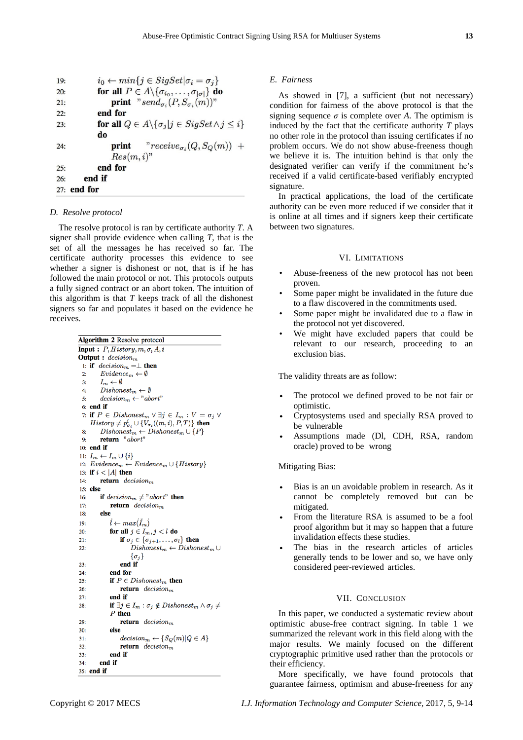```
19:     i_0 ← min{j ∈ SigSet | σ_i = σ_j}
20:     for all P ∈ A\{σ_{i_0}, ..., σ_{|σ|}} do
21:         print "send_{σ_i}(P, S_{σ_i}(m))"
22:     end for
23:     for all Q ∈ A\{σ_j | j ∈ SigSet ∧ j ≤ i}
        do
24:         print "receive_{σ_i}(Q, S_Q(m)) +
            Res(m, i)"
25:     end for
26:   end if
27: end for
```

## D. Resolve protocol

The resolve protocol is ran by certificate authority $T$. A signer shall provide evidence when calling $T$, that is the set of all the messages he has received so far. The certificate authority processes this evidence to see whether a signer is dishonest or not, that is if he has followed the main protocol or not. This protocols outputs a fully signed contract or an abort token. The intuition of this algorithm is that $T$ keeps track of all the dishonest signers so far and populates it based on the evidence he receives.

```
Algorithm 2 Resolve protocol
Input : P, History, m, σ, A, i
Output : decision_m
1: if decision_m = ⊥ then
2:     Evidence_m ← ∅
3:     I_m ← ∅
4:     Dishonest_m ← ∅
5:     decision_m ← "abort"
6: end if
7: if P ∈ Dishonest_m ∨ ∃j ∈ I_m : V = σ_j ∨
   History ≠ p^i_{σ_i} ∪ {V_{σ_i}((m, i), P, T)} then
8:     Dishonest_m ← Dishonest_m ∪ {P}
9:     return "abort"
10: end if
11: I_m ← I_m ∪ {i}
12: Evidence_m ← Evidence_m ∪ {History}
13: if i < |A| then
14:     return decision_m
15: else
16:     if decision_m ≠ "abort" then
17:         return decision_m
18:     else
19:         l ← max(I_m)
20:         for all j ∈ I_m, j < l do
21:             if σ_j ∈ {σ_{j+1}, ..., σ_l} then
22:                 Dishonest_m ← Dishonest_m ∪
                    {σ_j}
23:             end if
24:         end for
25:         if P ∈ Dishonest_m then
26:             return decision_m
27:         end if
28:         if ∃j ∈ I_m : σ_j ∉ Dishonest_m ∧ σ_j ≠
            P then
29:             return decision_m
30:         else
31:             decision_m ← {S_Q(m) | Q ∈ A}
32:             return decision_m
33:         end if
34:     end if
35: end if
```

## E. Fairness

As showed in [7], a sufficient (but not necessary) condition for fairness of the above protocol is that the signing sequence $\sigma$ is complete over $A$. The optimism is induced by the fact that the certificate authority $T$ plays no other role in the protocol than issuing certificates if no problem occurs. We do not show abuse-freeness though we believe it is. The intuition behind is that only the designated verifier can verify if the commitment he's received if a valid certificate-based verifiably encrypted signature.

In practical applications, the load of the certificate authority can be even more reduced if we consider that it is online at all times and if signers keep their certificate between two signatures.

# VI. Limitations

- Abuse-freeness of the new protocol has not been proven.
- Some paper might be invalidated in the future due to a flaw discovered in the commitments used.
- Some paper might be invalidated due to a flaw in the protocol not yet discovered.
- We might have excluded papers that could be relevant to our research, proceeding to an exclusion bias.

The validity threats are as follow:

- The protocol we defined proved to be not fair or optimistic.
- Cryptosystems used and specially RSA proved to be vulnerable
- Assumptions made (Dl, CDH, RSA, random oracle) proved to be wrong

Mitigating Bias:

- Bias is an un avoidable problem in research. As it cannot be completely removed but can be mitigated.
- From the literature RSA is assumed to be a fool proof algorithm but it may so happen that a future invalidation effects these studies.
- The bias in the research articles of articles generally tends to be lower and so, we have only considered peer-reviewed articles.

# VII. Conclusion

In this paper, we conducted a systematic review about optimistic abuse-free contract signing. In table 1 we summarized the relevant work in this field along with the major results. We mainly focused on the different cryptographic primitive used rather than the protocols or their efficiency.

More specifically, we have found protocols that guarantee fairness, optimism and abuse-freeness for any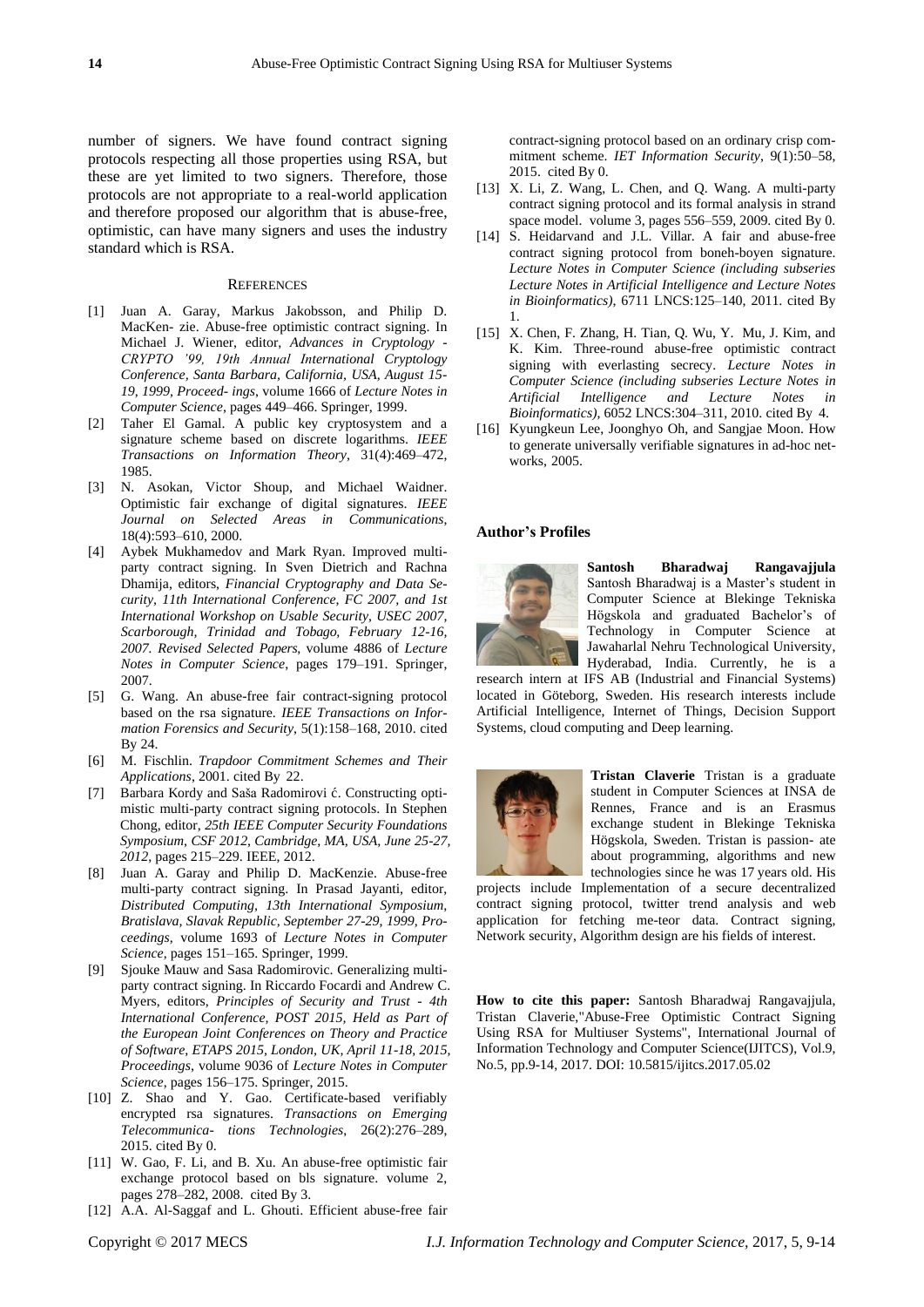number of signers. We have found contract signing protocols respecting all those properties using RSA, but these are yet limited to two signers. Therefore, those protocols are not appropriate to a real-world application and therefore proposed our algorithm that is abuse-free, optimistic, can have many signers and uses the industry standard which is RSA.

## REFERENCES

[1] Juan A. Garay, Markus Jakobsson, and Philip D. MacKen- zie. Abuse-free optimistic contract signing. In Michael J. Wiener, editor, *Advances in Cryptology - CRYPTO '99, 19th Annual International Cryptology Conference, Santa Barbara, California, USA, August 15-19, 1999, Proceed- ings*, volume 1666 of *Lecture Notes in Computer Science*, pages 449–466. Springer, 1999.

[2] Taher El Gamal. A public key cryptosystem and a signature scheme based on discrete logarithms. *IEEE Transactions on Information Theory*, 31(4):469–472, 1985.

[3] N. Asokan, Victor Shoup, and Michael Waidner. Optimistic fair exchange of digital signatures. *IEEE Journal on Selected Areas in Communications*, 18(4):593–610, 2000.

[4] Aybek Mukhamedov and Mark Ryan. Improved multi-party contract signing. In Sven Dietrich and Rachna Dhamija, editors, *Financial Cryptography and Data Se- curity, 11th International Conference, FC 2007, and 1st International Workshop on Usable Security, USEC 2007, Scarborough, Trinidad and Tobago, February 12-16, 2007. Revised Selected Papers*, volume 4886 of *Lecture Notes in Computer Science*, pages 179–191. Springer, 2007.

[5] G. Wang. An abuse-free fair contract-signing protocol based on the rsa signature. *IEEE Transactions on Infor- mation Forensics and Security*, 5(1):158–168, 2010. cited By 24.

[6] M. Fischlin. *Trapdoor Commitment Schemes and Their Applications*, 2001. cited By 22.

[7] Barbara Kordy and Saša Radomirovi ć. Constructing opti- mistic multi-party contract signing protocols. In Stephen Chong, editor, *25th IEEE Computer Security Foundations Symposium, CSF 2012, Cambridge, MA, USA, June 25-27, 2012*, pages 215–229. IEEE, 2012.

[8] Juan A. Garay and Philip D. MacKenzie. Abuse-free multi-party contract signing. In Prasad Jayanti, editor, *Distributed Computing, 13th International Symposium, Bratislava, Slavak Republic, September 27-29, 1999, Pro- ceedings*, volume 1693 of *Lecture Notes in Computer Science*, pages 151–165. Springer, 1999.

[9] Sjouke Mauw and Sasa Radomirovic. Generalizing multi- party contract signing. In Riccardo Focardi and Andrew C. Myers, editors, *Principles of Security and Trust - 4th International Conference, POST 2015, Held as Part of the European Joint Conferences on Theory and Practice of Software, ETAPS 2015, London, UK, April 11-18, 2015, Proceedings*, volume 9036 of *Lecture Notes in Computer Science*, pages 156–175. Springer, 2015.

[10] Z. Shao and Y. Gao. Certificate-based verifiably encrypted rsa signatures. *Transactions on Emerging Telecommunica- tions Technologies*, 26(2):276–289, 2015. cited By 0.

[11] W. Gao, F. Li, and B. Xu. An abuse-free optimistic fair exchange protocol based on bls signature. volume 2, pages 278–282, 2008. cited By 3.

[12] A.A. Al-Saggaf and L. Ghouti. Efficient abuse-free fair contract-signing protocol based on an ordinary crisp com- mitment scheme. *IET Information Security*, 9(1):50–58, 2015. cited By 0.

[13] X. Li, Z. Wang, L. Chen, and Q. Wang. A multi-party contract signing protocol and its formal analysis in strand space model. volume 3, pages 556–559, 2009. cited By 0.

[14] S. Heidarvand and J.L. Villar. A fair and abuse-free contract signing protocol from boneh-boyen signature. *Lecture Notes in Computer Science (including subseries Lecture Notes in Artificial Intelligence and Lecture Notes in Bioinformatics)*, 6711 LNCS:125–140, 2011. cited By 1.

[15] X. Chen, F. Zhang, H. Tian, Q. Wu, Y. Mu, J. Kim, and K. Kim. Three-round abuse-free optimistic contract signing with everlasting secrecy. *Lecture Notes in Computer Science (including subseries Lecture Notes in Artificial Intelligence and Lecture Notes in Bioinformatics)*, 6052 LNCS:304–311, 2010. cited By 4.

[16] Kyungkeun Lee, Joonghyo Oh, and Sangjae Moon. How to generate universally verifiable signatures in ad-hoc net- works, 2005.

## Author's Profiles

**Santosh Bharadwaj Rangavajjula** Santosh Bharadwaj is a Master's student in Computer Science at Blekinge Tekniska Högskola and graduated Bachelor's of Technology in Computer Science at Jawaharlal Nehru Technological University, Hyderabad, India. Currently, he is a research intern at IFS AB (Industrial and Financial Systems) located in Göteborg, Sweden. His research interests include Artificial Intelligence, Internet of Things, Decision Support Systems, cloud computing and Deep learning.

**Tristan Claverie** Tristan is a graduate student in Computer Sciences at INSA de Rennes, France and is an Erasmus exchange student in Blekinge Tekniska Högskola, Sweden. Tristan is passion- ate about programming, algorithms and new technologies since he was 17 years old. His projects include Implementation of a secure decentralized contract signing protocol, twitter trend analysis and web application for fetching me-teor data. Contract signing, Network security, Algorithm design are his fields of interest.

**How to cite this paper:** Santosh Bharadwaj Rangavajjula, Tristan Claverie,"Abuse-Free Optimistic Contract Signing Using RSA for Multiuser Systems", International Journal of Information Technology and Computer Science(IJITCS), Vol.9, No.5, pp.9-14, 2017. DOI: 10.5815/ijitcs.2017.05.02